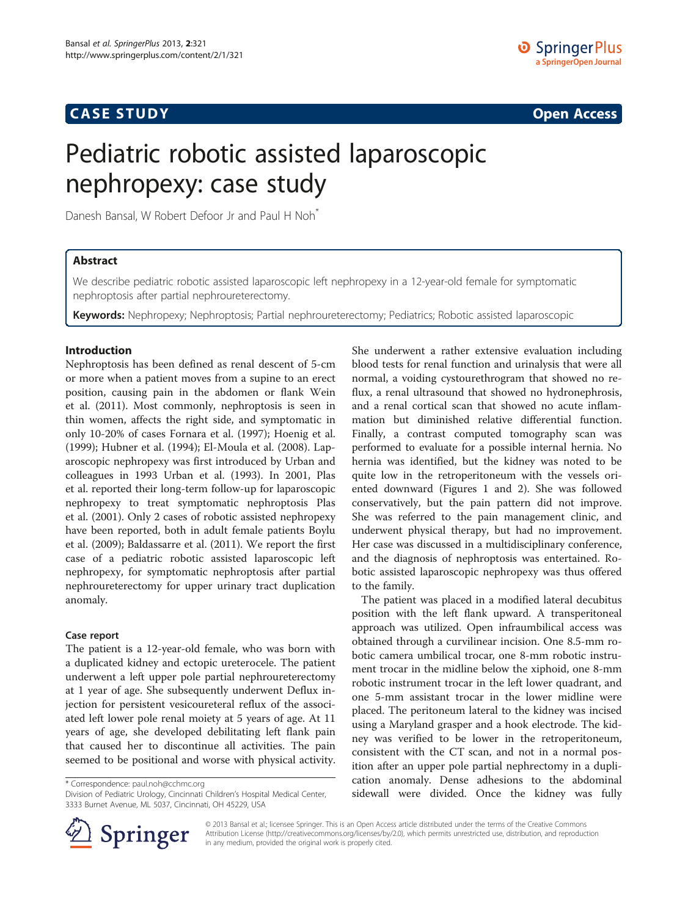CASE STUDY Open Access

# Pediatric robotic assisted laparoscopic nephropexy: case study

Danesh Bansal, W Robert Defoor Jr and Paul H Noh*

## Abstract

We describe pediatric robotic assisted laparoscopic left nephropexy in a 12-year-old female for symptomatic nephroptosis after partial nephroureterectomy.

**Keywords:** Nephropexy; Nephroptosis; Partial nephroureterectomy; Pediatrics; Robotic assisted laparoscopic

## Introduction

Nephroptosis has been defined as renal descent of 5-cm or more when a patient moves from a supine to an erect position, causing pain in the abdomen or flank Wein et al. (2011). Most commonly, nephroptosis is seen in thin women, affects the right side, and symptomatic in only 10-20% of cases Fornara et al. (1997); Hoenig et al. (1999); Hubner et al. (1994); El-Moula et al. (2008). Laparoscopic nephropexy was first introduced by Urban and colleagues in 1993 Urban et al. (1993). In 2001, Plas et al. reported their long-term follow-up for laparoscopic nephropexy to treat symptomatic nephroptosis Plas et al. (2001). Only 2 cases of robotic assisted nephropexy have been reported, both in adult female patients Boylu et al. (2009); Baldassarre et al. (2011). We report the first case of a pediatric robotic assisted laparoscopic left nephropexy, for symptomatic nephroptosis after partial nephroureterectomy for upper urinary tract duplication anomaly.

### Case report

The patient is a 12-year-old female, who was born with a duplicated kidney and ectopic ureterocele. The patient underwent a left upper pole partial nephroureterectomy at 1 year of age. She subsequently underwent Deflux injection for persistent vesicoureteral reflux of the associated left lower pole renal moiety at 5 years of age. At 11 years of age, she developed debilitating left flank pain that caused her to discontinue all activities. The pain seemed to be positional and worse with physical activity. She underwent a rather extensive evaluation including blood tests for renal function and urinalysis that were all normal, a voiding cystourethrogram that showed no reflux, a renal ultrasound that showed no hydronephrosis, and a renal cortical scan that showed no acute inflammation but diminished relative differential function. Finally, a contrast computed tomography scan was performed to evaluate for a possible internal hernia. No hernia was identified, but the kidney was noted to be quite low in the retroperitoneum with the vessels oriented downward (Figures 1 and 2). She was followed conservatively, but the pain pattern did not improve. She was referred to the pain management clinic, and underwent physical therapy, but had no improvement. Her case was discussed in a multidisciplinary conference, and the diagnosis of nephroptosis was entertained. Robotic assisted laparoscopic nephropexy was thus offered to the family.

The patient was placed in a modified lateral decubitus position with the left flank upward. A transperitoneal approach was utilized. Open infraumbilical access was obtained through a curvilinear incision. One 8.5-mm robotic camera umbilical trocar, one 8-mm robotic instrument trocar in the midline below the xiphoid, one 8-mm robotic instrument trocar in the left lower quadrant, and one 5-mm assistant trocar in the lower midline were placed. The peritoneum lateral to the kidney was incised using a Maryland grasper and a hook electrode. The kidney was verified to be lower in the retroperitoneum, consistent with the CT scan, and not in a normal position after an upper pole partial nephrectomy in a duplication anomaly. Dense adhesions to the abdominal sidewall were divided. Once the kidney was fully

\* Correspondence: paul.noh@cchmc.org
Division of Pediatric Urology, Cincinnati Children's Hospital Medical Center, 3333 Burnet Avenue, ML 5037, Cincinnati, OH 45229, USA

© 2013 Bansal et al.; licensee Springer. This is an Open Access article distributed under the terms of the Creative Commons Attribution License (http://creativecommons.org/licenses/by/2.0), which permits unrestricted use, distribution, and reproduction in any medium, provided the original work is properly cited.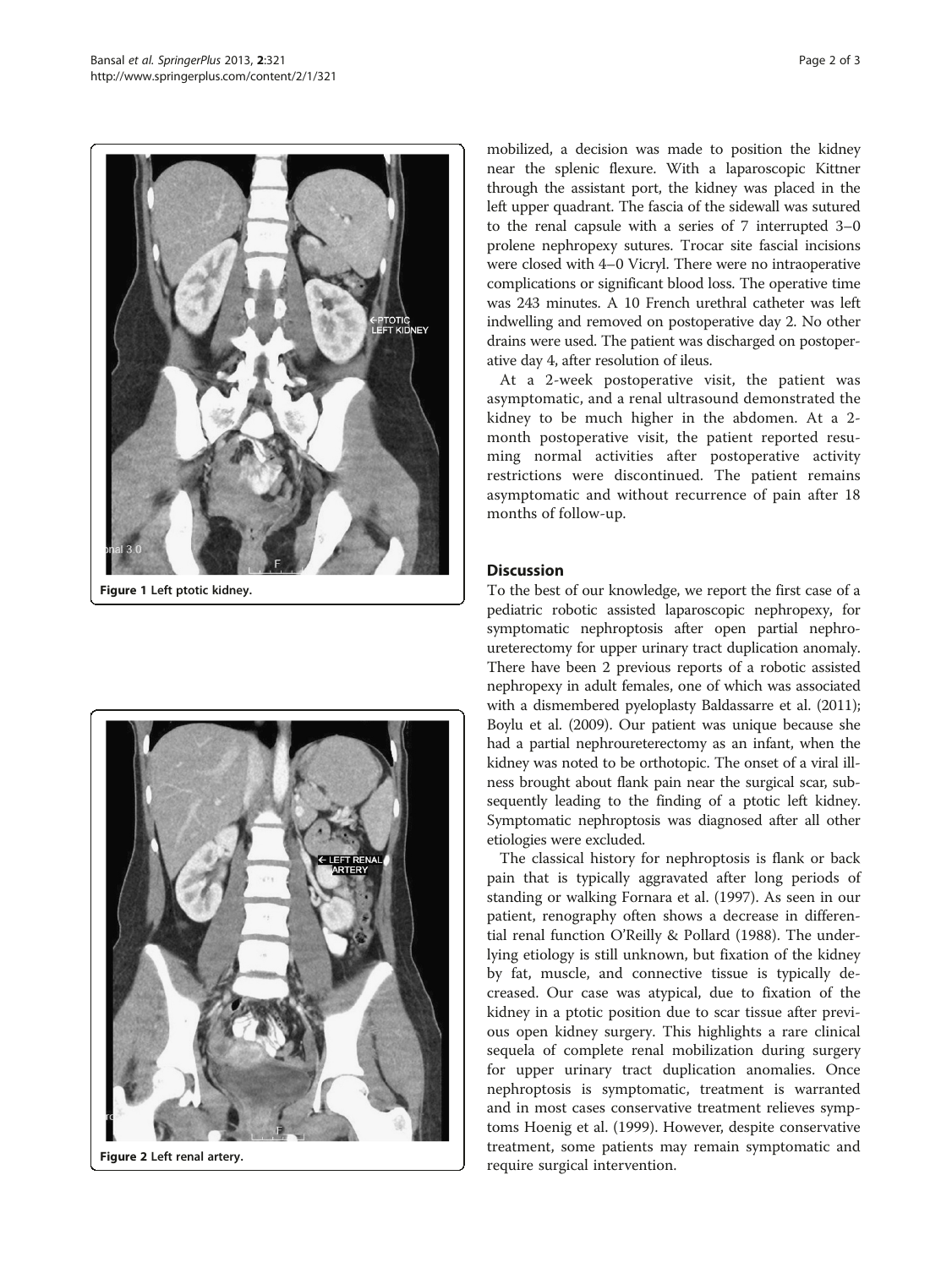mobilized, a decision was made to position the kidney near the splenic flexure. With a laparoscopic Kittner through the assistant port, the kidney was placed in the left upper quadrant. The fascia of the sidewall was sutured to the renal capsule with a series of 7 interrupted 3–0 prolene nephropexy sutures. Trocar site fascial incisions were closed with 4–0 Vicryl. There were no intraoperative complications or significant blood loss. The operative time was 243 minutes. A 10 French urethral catheter was left indwelling and removed on postoperative day 2. No other drains were used. The patient was discharged on postoperative day 4, after resolution of ileus.

At a 2-week postoperative visit, the patient was asymptomatic, and a renal ultrasound demonstrated the kidney to be much higher in the abdomen. At a 2-month postoperative visit, the patient reported resuming normal activities after postoperative activity restrictions were discontinued. The patient remains asymptomatic and without recurrence of pain after 18 months of follow-up.

Figure 1 Left ptotic kidney.

Figure 2 Left renal artery.

## Discussion

To the best of our knowledge, we report the first case of a pediatric robotic assisted laparoscopic nephropexy, for symptomatic nephroptosis after open partial nephroureterectomy for upper urinary tract duplication anomaly. There have been 2 previous reports of a robotic assisted nephropexy in adult females, one of which was associated with a dismembered pyeloplasty Baldassarre et al. (2011); Boylu et al. (2009). Our patient was unique because she had a partial nephroureterectomy as an infant, when the kidney was noted to be orthotopic. The onset of a viral illness brought about flank pain near the surgical scar, subsequently leading to the finding of a ptotic left kidney. Symptomatic nephroptosis was diagnosed after all other etiologies were excluded.

The classical history for nephroptosis is flank or back pain that is typically aggravated after long periods of standing or walking Fornara et al. (1997). As seen in our patient, renography often shows a decrease in differential renal function O'Reilly & Pollard (1988). The underlying etiology is still unknown, but fixation of the kidney by fat, muscle, and connective tissue is typically decreased. Our case was atypical, due to fixation of the kidney in a ptotic position due to scar tissue after previous open kidney surgery. This highlights a rare clinical sequela of complete renal mobilization during surgery for upper urinary tract duplication anomalies. Once nephroptosis is symptomatic, treatment is warranted and in most cases conservative treatment relieves symptoms Hoenig et al. (1999). However, despite conservative treatment, some patients may remain symptomatic and require surgical intervention.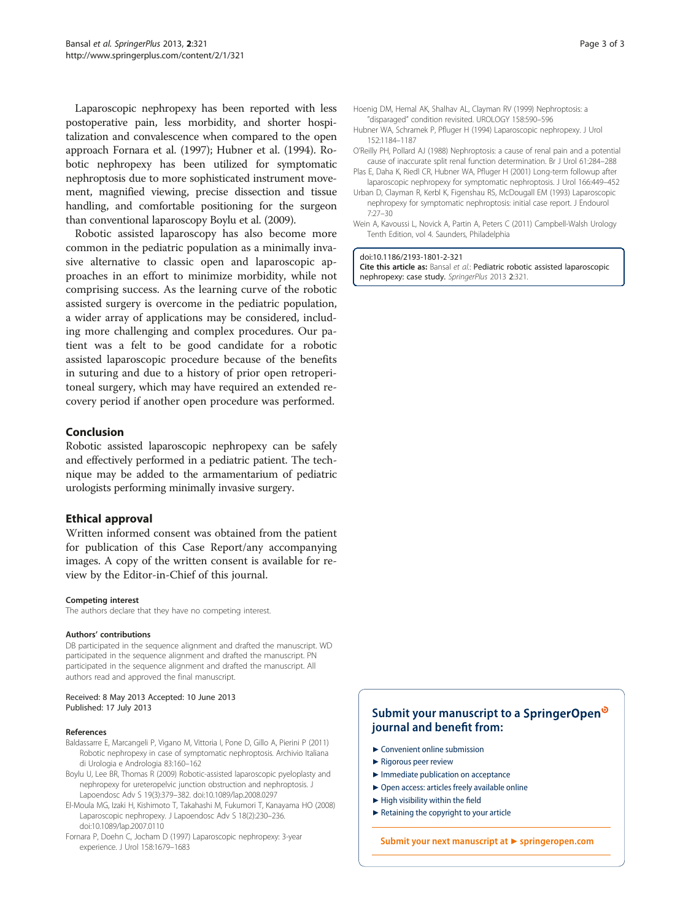Laparoscopic nephropexy has been reported with less postoperative pain, less morbidity, and shorter hospitalization and convalescence when compared to the open approach Fornara et al. (1997); Hubner et al. (1994). Robotic nephropexy has been utilized for symptomatic nephroptosis due to more sophisticated instrument movement, magnified viewing, precise dissection and tissue handling, and comfortable positioning for the surgeon than conventional laparoscopy Boylu et al. (2009).

Robotic assisted laparoscopy has also become more common in the pediatric population as a minimally invasive alternative to classic open and laparoscopic approaches in an effort to minimize morbidity, while not comprising success. As the learning curve of the robotic assisted surgery is overcome in the pediatric population, a wider array of applications may be considered, including more challenging and complex procedures. Our patient was a felt to be good candidate for a robotic assisted laparoscopic procedure because of the benefits in suturing and due to a history of prior open retroperitoneal surgery, which may have required an extended recovery period if another open procedure was performed.

## Conclusion

Robotic assisted laparoscopic nephropexy can be safely and effectively performed in a pediatric patient. The technique may be added to the armamentarium of pediatric urologists performing minimally invasive surgery.

## Ethical approval

Written informed consent was obtained from the patient for publication of this Case Report/any accompanying images. A copy of the written consent is available for review by the Editor-in-Chief of this journal.

#### Competing interest

The authors declare that they have no competing interest.

#### Authors' contributions

DB participated in the sequence alignment and drafted the manuscript. WD participated in the sequence alignment and drafted the manuscript. PN participated in the sequence alignment and drafted the manuscript. All authors read and approved the final manuscript.

Received: 8 May 2013 Accepted: 10 June 2013
Published: 17 July 2013

#### References

Baldassarre E, Marcangeli P, Vigano M, Vittoria I, Pone D, Gillo A, Pierini P (2011) Robotic nephropexy in case of symptomatic nephroptosis. Archivio Italiana di Urologia e Andrologia 83:160–162

Boylu U, Lee BR, Thomas R (2009) Robotic-assisted laparoscopic pyeloplasty and nephropexy for ureteropelvic junction obstruction and nephroptosis. J Lapoendosc Adv S 19(3):379–382. doi:10.1089/lap.2008.0297

El-Moula MG, Izaki H, Kishimoto T, Takahashi M, Fukumori T, Kanayama HO (2008) Laparoscopic nephropexy. J Lapoendosc Adv S 18(2):230–236. doi:10.1089/lap.2007.0110

Fornara P, Doehn C, Jocham D (1997) Laparoscopic nephropexy: 3-year experience. J Urol 158:1679–1683

Hoenig DM, Hemal AK, Shalhav AL, Clayman RV (1999) Nephroptosis: a "disparaged" condition revisited. UROLOGY 158:590–596

Hubner WA, Schramek P, Pfluger H (1994) Laparoscopic nephropexy. J Urol 152:1184–1187

O'Reilly PH, Pollard AJ (1988) Nephroptosis: a cause of renal pain and a potential cause of inaccurate split renal function determination. Br J Urol 61:284–288

Plas E, Daha K, Riedl CR, Hubner WA, Pfluger H (2001) Long-term followup after laparoscopic nephropexy for symptomatic nephroptosis. J Urol 166:449–452

Urban D, Clayman R, Kerbl K, Figenshau RS, McDougall EM (1993) Laparoscopic nephropexy for symptomatic nephroptosis: initial case report. J Endourol 7:27–30

Wein A, Kavoussi L, Novick A, Partin A, Peters C (2011) Campbell-Walsh Urology Tenth Edition, vol 4. Saunders, Philadelphia

doi:10.1186/2193-1801-2-321
**Cite this article as:** Bansal *et al.*: Pediatric robotic assisted laparoscopic nephropexy: case study. *SpringerPlus* 2013 **2**:321.

**Submit your manuscript to a SpringerOpen journal and benefit from:**

- ► Convenient online submission
- ► Rigorous peer review
- ► Immediate publication on acceptance
- ► Open access: articles freely available online
- ► High visibility within the field
- ► Retaining the copyright to your article

**Submit your next manuscript at ► springeropen.com**